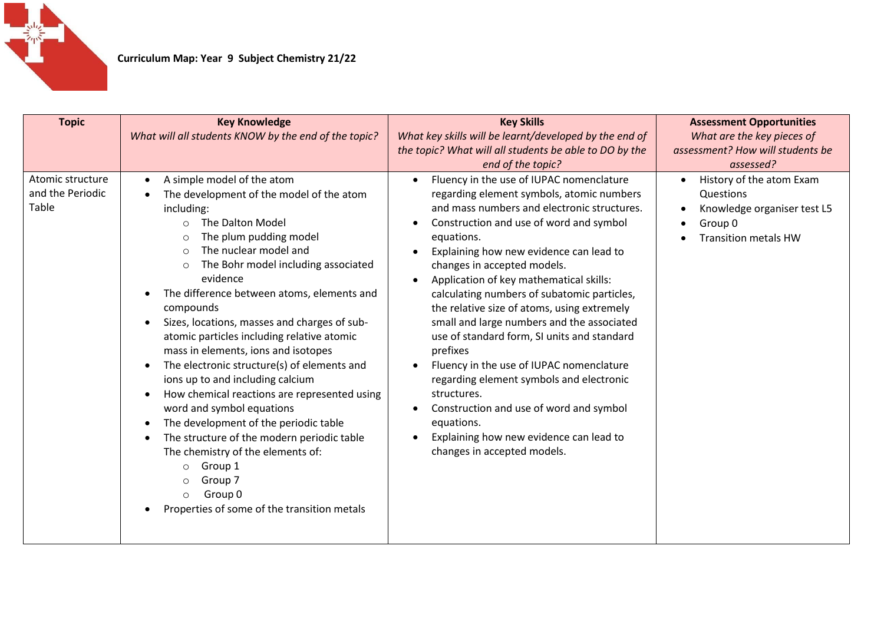**Curriculum Map: Year 9 Subject Chemistry 21/22**

| Topic | Key Knowledge<br>*What will all students KNOW by the end of the topic?* | Key Skills<br>*What key skills will be learnt/developed by the end of the topic? What will all students be able to DO by the end of the topic?* | Assessment Opportunities<br>*What are the key pieces of assessment? How will students be assessed?* |
|---|---|---|---|
| Atomic structure and the Periodic Table | • A simple model of the atom<br>• The development of the model of the atom including:<br>&nbsp;&nbsp;&nbsp;○ The Dalton Model<br>&nbsp;&nbsp;&nbsp;○ The plum pudding model<br>&nbsp;&nbsp;&nbsp;○ The nuclear model and<br>&nbsp;&nbsp;&nbsp;○ The Bohr model including associated evidence<br>• The difference between atoms, elements and compounds<br>• Sizes, locations, masses and charges of sub-atomic particles including relative atomic mass in elements, ions and isotopes<br>• The electronic structure(s) of elements and ions up to and including calcium<br>• How chemical reactions are represented using word and symbol equations<br>• The development of the periodic table<br>• The structure of the modern periodic table The chemistry of the elements of:<br>&nbsp;&nbsp;&nbsp;○ Group 1<br>&nbsp;&nbsp;&nbsp;○ Group 7<br>&nbsp;&nbsp;&nbsp;○ Group 0<br>• Properties of some of the transition metals | • Fluency in the use of IUPAC nomenclature regarding element symbols, atomic numbers and mass numbers and electronic structures.<br>• Construction and use of word and symbol equations.<br>• Explaining how new evidence can lead to changes in accepted models.<br>• Application of key mathematical skills: calculating numbers of subatomic particles, the relative size of atoms, using extremely small and large numbers and the associated use of standard form, SI units and standard prefixes<br>• Fluency in the use of IUPAC nomenclature regarding element symbols and electronic structures.<br>• Construction and use of word and symbol equations.<br>• Explaining how new evidence can lead to changes in accepted models. | • History of the atom Exam Questions<br>• Knowledge organiser test L5<br>• Group 0<br>• Transition metals HW |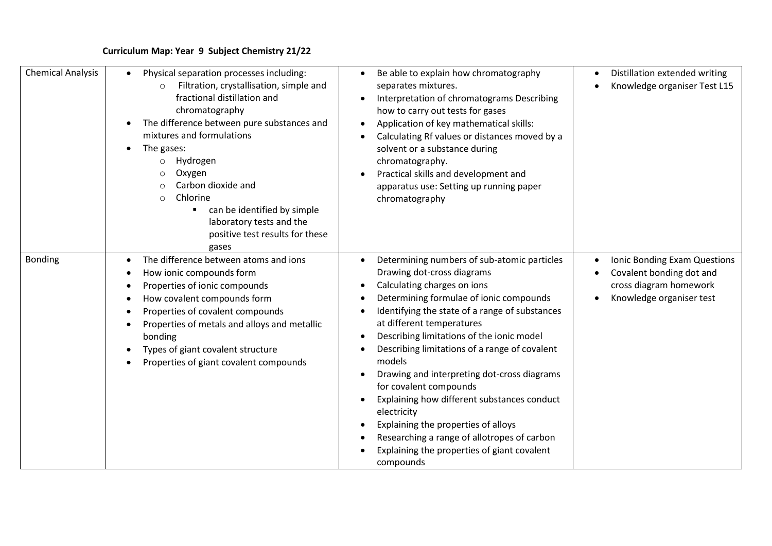**Curriculum Map: Year 9 Subject Chemistry 21/22**

| | | | |
|---|---|---|---|
| Chemical Analysis | • Physical separation processes including:<br>  ○ Filtration, crystallisation, simple and fractional distillation and chromatography<br>• The difference between pure substances and mixtures and formulations<br>• The gases:<br>  ○ Hydrogen<br>  ○ Oxygen<br>  ○ Carbon dioxide and<br>  ○ Chlorine<br>    ▪ can be identified by simple laboratory tests and the positive test results for these gases | • Be able to explain how chromatography separates mixtures.<br>• Interpretation of chromatograms Describing how to carry out tests for gases<br>• Application of key mathematical skills:<br>• Calculating Rf values or distances moved by a solvent or a substance during chromatography.<br>• Practical skills and development and apparatus use: Setting up running paper chromatography | • Distillation extended writing<br>• Knowledge organiser Test L15 |
| Bonding | • The difference between atoms and ions<br>• How ionic compounds form<br>• Properties of ionic compounds<br>• How covalent compounds form<br>• Properties of covalent compounds<br>• Properties of metals and alloys and metallic bonding<br>• Types of giant covalent structure<br>• Properties of giant covalent compounds | • Determining numbers of sub-atomic particles Drawing dot-cross diagrams<br>• Calculating charges on ions<br>• Determining formulae of ionic compounds<br>• Identifying the state of a range of substances at different temperatures<br>• Describing limitations of the ionic model<br>• Describing limitations of a range of covalent models<br>• Drawing and interpreting dot-cross diagrams for covalent compounds<br>• Explaining how different substances conduct electricity<br>• Explaining the properties of alloys<br>• Researching a range of allotropes of carbon<br>• Explaining the properties of giant covalent compounds | • Ionic Bonding Exam Questions<br>• Covalent bonding dot and cross diagram homework<br>• Knowledge organiser test |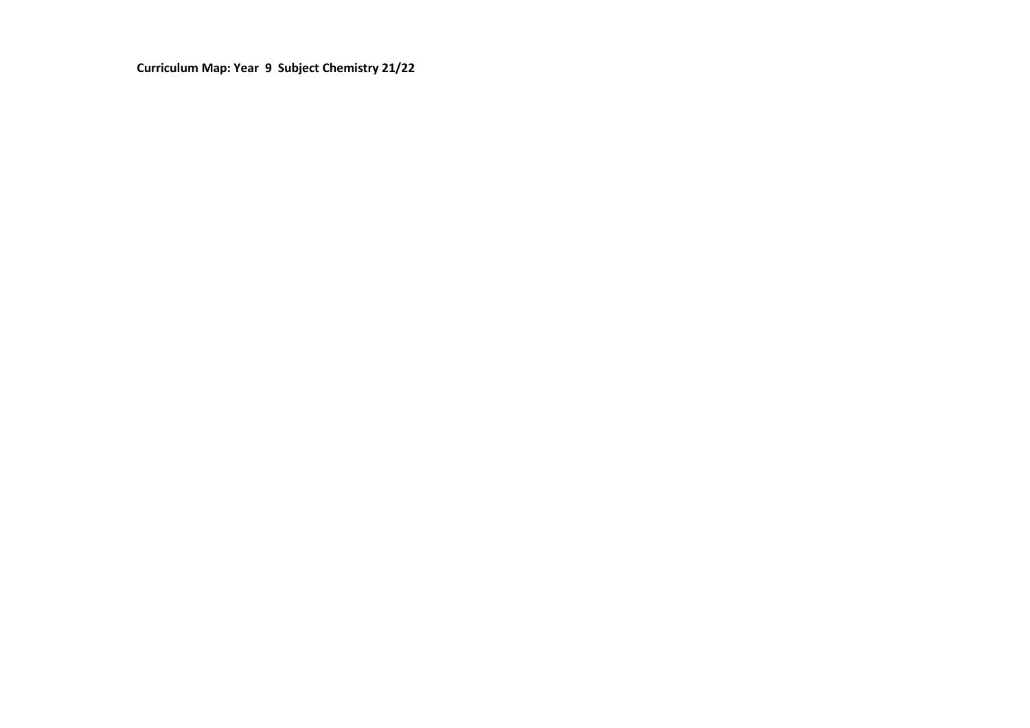**Curriculum Map: Year 9 Subject Chemistry 21/22**